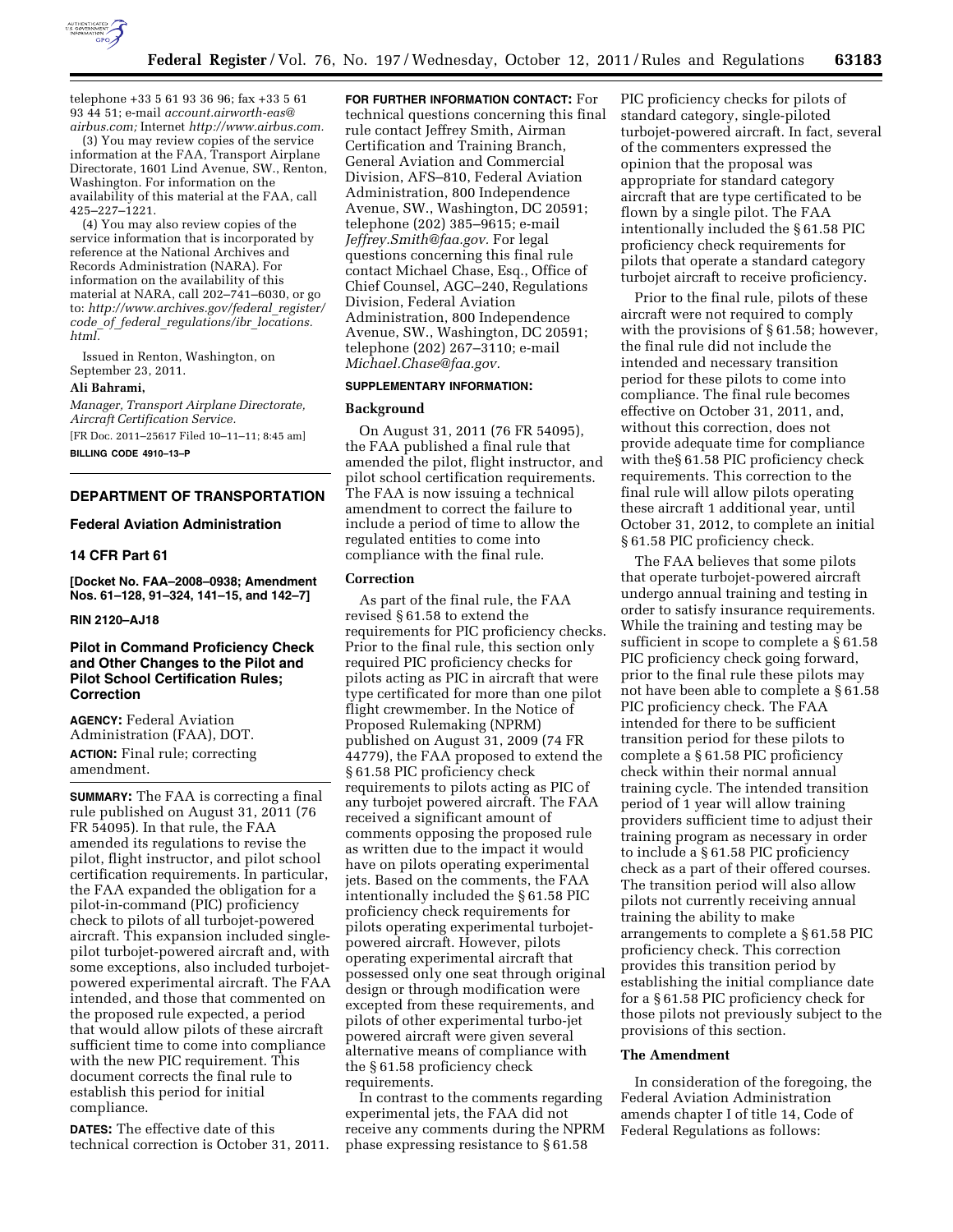telephone +33 5 61 93 36 96; fax +33 5 61 93 44 51; e-mail *account.airworth-eas@airbus.com;* Internet *http://www.airbus.com.*

(3) You may review copies of the service information at the FAA, Transport Airplane Directorate, 1601 Lind Avenue, SW., Renton, Washington. For information on the availability of this material at the FAA, call 425–227–1221.

(4) You may also review copies of the service information that is incorporated by reference at the National Archives and Records Administration (NARA). For information on the availability of this material at NARA, call 202–741–6030, or go to: *http://www.archives.gov/federal_register/code_of_federal_regulations/ibr_locations.html.*

Issued in Renton, Washington, on September 23, 2011.

**Ali Bahrami,**

*Manager, Transport Airplane Directorate, Aircraft Certification Service.*

[FR Doc. 2011–25617 Filed 10–11–11; 8:45 am]

**BILLING CODE 4910–13–P**

---

## DEPARTMENT OF TRANSPORTATION

### Federal Aviation Administration

### 14 CFR Part 61

**[Docket No. FAA–2008–0938; Amendment Nos. 61–128, 91–324, 141–15, and 142–7]**

**RIN 2120–AJ18**

### Pilot in Command Proficiency Check and Other Changes to the Pilot and Pilot School Certification Rules; Correction

**AGENCY:** Federal Aviation Administration (FAA), DOT.

**ACTION:** Final rule; correcting amendment.

**SUMMARY:** The FAA is correcting a final rule published on August 31, 2011 (76 FR 54095). In that rule, the FAA amended its regulations to revise the pilot, flight instructor, and pilot school certification requirements. In particular, the FAA expanded the obligation for a pilot-in-command (PIC) proficiency check to pilots of all turbojet-powered aircraft. This expansion included single-pilot turbojet-powered aircraft and, with some exceptions, also included turbojet-powered experimental aircraft. The FAA intended, and those that commented on the proposed rule expected, a period that would allow pilots of these aircraft sufficient time to come into compliance with the new PIC requirement. This document corrects the final rule to establish this period for initial compliance.

**DATES:** The effective date of this technical correction is October 31, 2011.

**FOR FURTHER INFORMATION CONTACT:** For technical questions concerning this final rule contact Jeffrey Smith, Airman Certification and Training Branch, General Aviation and Commercial Division, AFS–810, Federal Aviation Administration, 800 Independence Avenue, SW., Washington, DC 20591; telephone (202) 385–9615; e-mail *Jeffrey.Smith@faa.gov.* For legal questions concerning this final rule contact Michael Chase, Esq., Office of Chief Counsel, AGC–240, Regulations Division, Federal Aviation Administration, 800 Independence Avenue, SW., Washington, DC 20591; telephone (202) 267–3110; e-mail *Michael.Chase@faa.gov.*

**SUPPLEMENTARY INFORMATION:**

#### Background

On August 31, 2011 (76 FR 54095), the FAA published a final rule that amended the pilot, flight instructor, and pilot school certification requirements. The FAA is now issuing a technical amendment to correct the failure to include a period of time to allow the regulated entities to come into compliance with the final rule.

#### Correction

As part of the final rule, the FAA revised § 61.58 to extend the requirements for PIC proficiency checks. Prior to the final rule, this section only required PIC proficiency checks for pilots acting as PIC in aircraft that were type certificated for more than one pilot flight crewmember. In the Notice of Proposed Rulemaking (NPRM) published on August 31, 2009 (74 FR 44779), the FAA proposed to extend the § 61.58 PIC proficiency check requirements to pilots acting as PIC of any turbojet powered aircraft. The FAA received a significant amount of comments opposing the proposed rule as written due to the impact it would have on pilots operating experimental jets. Based on the comments, the FAA intentionally included the § 61.58 PIC proficiency check requirements for pilots operating experimental turbojet-powered aircraft. However, pilots operating experimental aircraft that possessed only one seat through original design or through modification were excepted from these requirements, and pilots of other experimental turbo-jet powered aircraft were given several alternative means of compliance with the § 61.58 proficiency check requirements.

In contrast to the comments regarding experimental jets, the FAA did not receive any comments during the NPRM phase expressing resistance to § 61.58 PIC proficiency checks for pilots of standard category, single-piloted turbojet-powered aircraft. In fact, several of the commenters expressed the opinion that the proposal was appropriate for standard category aircraft that are type certificated to be flown by a single pilot. The FAA intentionally included the § 61.58 PIC proficiency check requirements for pilots that operate a standard category turbojet aircraft to receive proficiency.

Prior to the final rule, pilots of these aircraft were not required to comply with the provisions of § 61.58; however, the final rule did not include the intended and necessary transition period for these pilots to come into compliance. The final rule becomes effective on October 31, 2011, and, without this correction, does not provide adequate time for compliance with the§ 61.58 PIC proficiency check requirements. This correction to the final rule will allow pilots operating these aircraft 1 additional year, until October 31, 2012, to complete an initial § 61.58 PIC proficiency check.

The FAA believes that some pilots that operate turbojet-powered aircraft undergo annual training and testing in order to satisfy insurance requirements. While the training and testing may be sufficient in scope to complete a § 61.58 PIC proficiency check going forward, prior to the final rule these pilots may not have been able to complete a § 61.58 PIC proficiency check. The FAA intended for there to be sufficient transition period for these pilots to complete a § 61.58 PIC proficiency check within their normal annual training cycle. The intended transition period of 1 year will allow training providers sufficient time to adjust their training program as necessary in order to include a § 61.58 PIC proficiency check as a part of their offered courses. The transition period will also allow pilots not currently receiving annual training the ability to make arrangements to complete a § 61.58 PIC proficiency check. This correction provides this transition period by establishing the initial compliance date for a § 61.58 PIC proficiency check for those pilots not previously subject to the provisions of this section.

#### The Amendment

In consideration of the foregoing, the Federal Aviation Administration amends chapter I of title 14, Code of Federal Regulations as follows: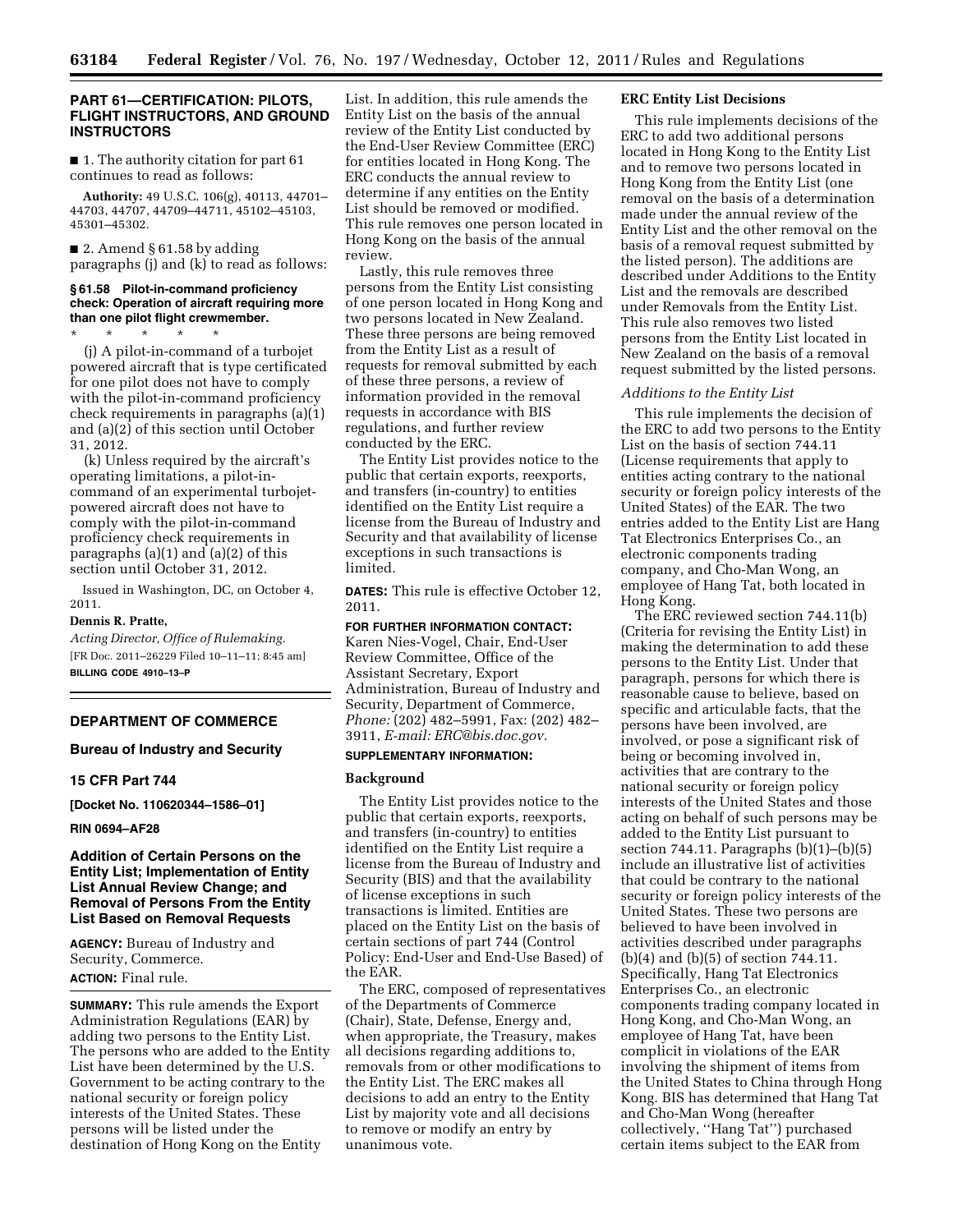## PART 61—CERTIFICATION: PILOTS, FLIGHT INSTRUCTORS, AND GROUND INSTRUCTORS

■ 1. The authority citation for part 61 continues to read as follows:

**Authority:** 49 U.S.C. 106(g), 40113, 44701–44703, 44707, 44709–44711, 45102–45103, 45301–45302.

■ 2. Amend § 61.58 by adding paragraphs (j) and (k) to read as follows:

### § 61.58 Pilot-in-command proficiency check: Operation of aircraft requiring more than one pilot flight crewmember.

\* \* \* \* \*

(j) A pilot-in-command of a turbojet powered aircraft that is type certificated for one pilot does not have to comply with the pilot-in-command proficiency check requirements in paragraphs (a)(1) and (a)(2) of this section until October 31, 2012.

(k) Unless required by the aircraft's operating limitations, a pilot-in-command of an experimental turbojet-powered aircraft does not have to comply with the pilot-in-command proficiency check requirements in paragraphs (a)(1) and (a)(2) of this section until October 31, 2012.

Issued in Washington, DC, on October 4, 2011.

**Dennis R. Pratte,**

*Acting Director, Office of Rulemaking.*

[FR Doc. 2011–26229 Filed 10–11–11; 8:45 am]

**BILLING CODE 4910–13–P**

## DEPARTMENT OF COMMERCE

### Bureau of Industry and Security

### 15 CFR Part 744

**[Docket No. 110620344–1586–01]**

**RIN 0694–AF28**

## Addition of Certain Persons on the Entity List; Implementation of Entity List Annual Review Change; and Removal of Persons From the Entity List Based on Removal Requests

**AGENCY:** Bureau of Industry and Security, Commerce.

**ACTION:** Final rule.

**SUMMARY:** This rule amends the Export Administration Regulations (EAR) by adding two persons to the Entity List. The persons who are added to the Entity List have been determined by the U.S. Government to be acting contrary to the national security or foreign policy interests of the United States. These persons will be listed under the destination of Hong Kong on the Entity List. In addition, this rule amends the Entity List on the basis of the annual review of the Entity List conducted by the End-User Review Committee (ERC) for entities located in Hong Kong. The ERC conducts the annual review to determine if any entities on the Entity List should be removed or modified. This rule removes one person located in Hong Kong on the basis of the annual review.

Lastly, this rule removes three persons from the Entity List consisting of one person located in Hong Kong and two persons located in New Zealand. These three persons are being removed from the Entity List as a result of requests for removal submitted by each of these three persons, a review of information provided in the removal requests in accordance with BIS regulations, and further review conducted by the ERC.

The Entity List provides notice to the public that certain exports, reexports, and transfers (in-country) to entities identified on the Entity List require a license from the Bureau of Industry and Security and that availability of license exceptions in such transactions is limited.

**DATES:** This rule is effective October 12, 2011.

**FOR FURTHER INFORMATION CONTACT:** Karen Nies-Vogel, Chair, End-User Review Committee, Office of the Assistant Secretary, Export Administration, Bureau of Industry and Security, Department of Commerce, *Phone:* (202) 482–5991, Fax: (202) 482–3911, *E-mail: ERC@bis.doc.gov.*

**SUPPLEMENTARY INFORMATION:**

### Background

The Entity List provides notice to the public that certain exports, reexports, and transfers (in-country) to entities identified on the Entity List require a license from the Bureau of Industry and Security (BIS) and that the availability of license exceptions in such transactions is limited. Entities are placed on the Entity List on the basis of certain sections of part 744 (Control Policy: End-User and End-Use Based) of the EAR.

The ERC, composed of representatives of the Departments of Commerce (Chair), State, Defense, Energy and, when appropriate, the Treasury, makes all decisions regarding additions to, removals from or other modifications to the Entity List. The ERC makes all decisions to add an entry to the Entity List by majority vote and all decisions to remove or modify an entry by unanimous vote.

### ERC Entity List Decisions

This rule implements decisions of the ERC to add two additional persons located in Hong Kong to the Entity List and to remove two persons located in Hong Kong from the Entity List (one removal on the basis of a determination made under the annual review of the Entity List and the other removal on the basis of a removal request submitted by the listed person). The additions are described under Additions to the Entity List and the removals are described under Removals from the Entity List. This rule also removes two listed persons from the Entity List located in New Zealand on the basis of a removal request submitted by the listed persons.

#### *Additions to the Entity List*

This rule implements the decision of the ERC to add two persons to the Entity List on the basis of section 744.11 (License requirements that apply to entities acting contrary to the national security or foreign policy interests of the United States) of the EAR. The two entries added to the Entity List are Hang Tat Electronics Enterprises Co., an electronic components trading company, and Cho-Man Wong, an employee of Hang Tat, both located in Hong Kong.

The ERC reviewed section 744.11(b) (Criteria for revising the Entity List) in making the determination to add these persons to the Entity List. Under that paragraph, persons for which there is reasonable cause to believe, based on specific and articulable facts, that the persons have been involved, are involved, or pose a significant risk of being or becoming involved in, activities that are contrary to the national security or foreign policy interests of the United States and those acting on behalf of such persons may be added to the Entity List pursuant to section 744.11. Paragraphs (b)(1)–(b)(5) include an illustrative list of activities that could be contrary to the national security or foreign policy interests of the United States. These two persons are believed to have been involved in activities described under paragraphs (b)(4) and (b)(5) of section 744.11. Specifically, Hang Tat Electronics Enterprises Co., an electronic components trading company located in Hong Kong, and Cho-Man Wong, an employee of Hang Tat, have been complicit in violations of the EAR involving the shipment of items from the United States to China through Hong Kong. BIS has determined that Hang Tat and Cho-Man Wong (hereafter collectively, ''Hang Tat'') purchased certain items subject to the EAR from